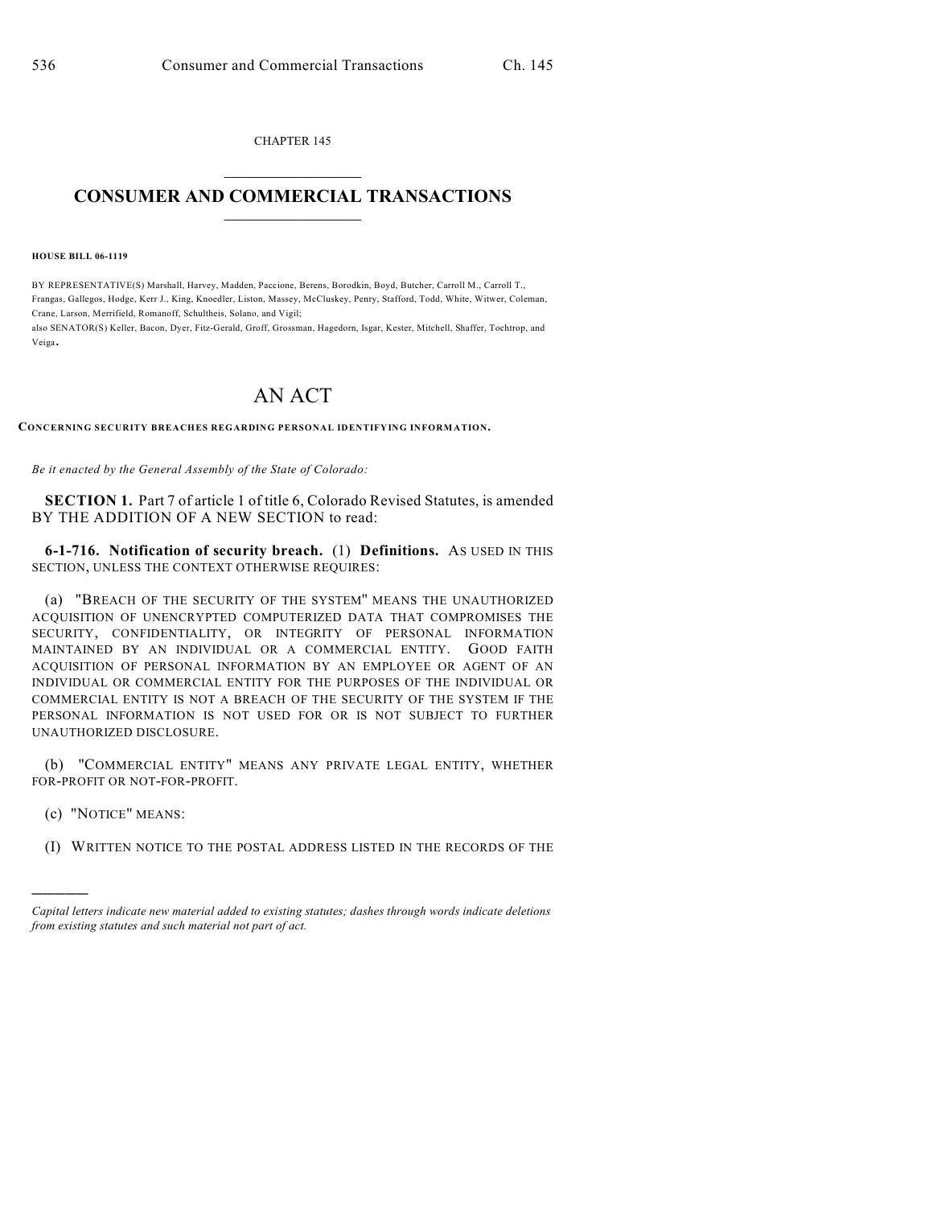CHAPTER 145

# CONSUMER AND COMMERCIAL TRANSACTIONS

**HOUSE BILL 06-1119**

BY REPRESENTATIVE(S) Marshall, Harvey, Madden, Paccione, Berens, Borodkin, Boyd, Butcher, Carroll M., Carroll T., Frangas, Gallegos, Hodge, Kerr J., King, Knoedler, Liston, Massey, McCluskey, Penry, Stafford, Todd, White, Witwer, Coleman, Crane, Larson, Merrifield, Romanoff, Schultheis, Solano, and Vigil;
also SENATOR(S) Keller, Bacon, Dyer, Fitz-Gerald, Groff, Grossman, Hagedorn, Isgar, Kester, Mitchell, Shaffer, Tochtrop, and Veiga.

# AN ACT

**CONCERNING SECURITY BREACHES REGARDING PERSONAL IDENTIFYING INFORMATION.**

*Be it enacted by the General Assembly of the State of Colorado:*

**SECTION 1.** Part 7 of article 1 of title 6, Colorado Revised Statutes, is amended BY THE ADDITION OF A NEW SECTION to read:

**6-1-716. Notification of security breach.** (1) **Definitions.** AS USED IN THIS SECTION, UNLESS THE CONTEXT OTHERWISE REQUIRES:

(a) "BREACH OF THE SECURITY OF THE SYSTEM" MEANS THE UNAUTHORIZED ACQUISITION OF UNENCRYPTED COMPUTERIZED DATA THAT COMPROMISES THE SECURITY, CONFIDENTIALITY, OR INTEGRITY OF PERSONAL INFORMATION MAINTAINED BY AN INDIVIDUAL OR A COMMERCIAL ENTITY. GOOD FAITH ACQUISITION OF PERSONAL INFORMATION BY AN EMPLOYEE OR AGENT OF AN INDIVIDUAL OR COMMERCIAL ENTITY FOR THE PURPOSES OF THE INDIVIDUAL OR COMMERCIAL ENTITY IS NOT A BREACH OF THE SECURITY OF THE SYSTEM IF THE PERSONAL INFORMATION IS NOT USED FOR OR IS NOT SUBJECT TO FURTHER UNAUTHORIZED DISCLOSURE.

(b) "COMMERCIAL ENTITY" MEANS ANY PRIVATE LEGAL ENTITY, WHETHER FOR-PROFIT OR NOT-FOR-PROFIT.

(c) "NOTICE" MEANS:

(I) WRITTEN NOTICE TO THE POSTAL ADDRESS LISTED IN THE RECORDS OF THE

---

*Capital letters indicate new material added to existing statutes; dashes through words indicate deletions from existing statutes and such material not part of act.*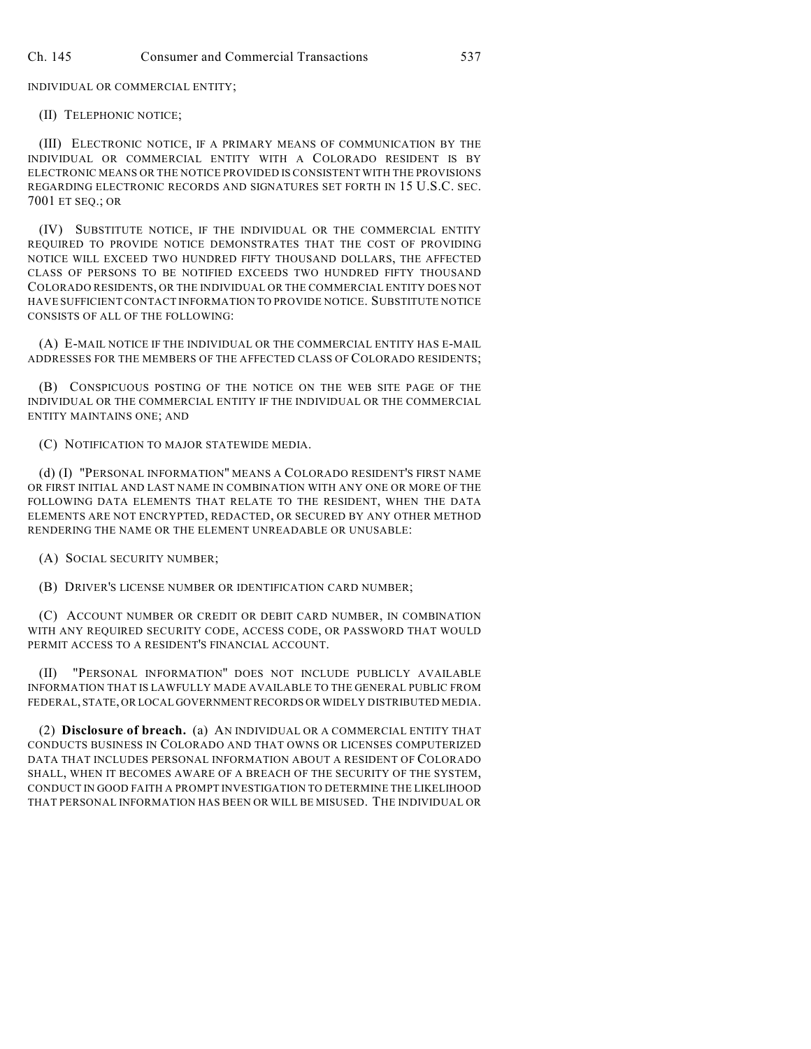INDIVIDUAL OR COMMERCIAL ENTITY;

(II) TELEPHONIC NOTICE;

(III) ELECTRONIC NOTICE, IF A PRIMARY MEANS OF COMMUNICATION BY THE INDIVIDUAL OR COMMERCIAL ENTITY WITH A COLORADO RESIDENT IS BY ELECTRONIC MEANS OR THE NOTICE PROVIDED IS CONSISTENT WITH THE PROVISIONS REGARDING ELECTRONIC RECORDS AND SIGNATURES SET FORTH IN 15 U.S.C. SEC. 7001 ET SEQ.; OR

(IV) SUBSTITUTE NOTICE, IF THE INDIVIDUAL OR THE COMMERCIAL ENTITY REQUIRED TO PROVIDE NOTICE DEMONSTRATES THAT THE COST OF PROVIDING NOTICE WILL EXCEED TWO HUNDRED FIFTY THOUSAND DOLLARS, THE AFFECTED CLASS OF PERSONS TO BE NOTIFIED EXCEEDS TWO HUNDRED FIFTY THOUSAND COLORADO RESIDENTS, OR THE INDIVIDUAL OR THE COMMERCIAL ENTITY DOES NOT HAVE SUFFICIENT CONTACT INFORMATION TO PROVIDE NOTICE. SUBSTITUTE NOTICE CONSISTS OF ALL OF THE FOLLOWING:

(A) E-MAIL NOTICE IF THE INDIVIDUAL OR THE COMMERCIAL ENTITY HAS E-MAIL ADDRESSES FOR THE MEMBERS OF THE AFFECTED CLASS OF COLORADO RESIDENTS;

(B) CONSPICUOUS POSTING OF THE NOTICE ON THE WEB SITE PAGE OF THE INDIVIDUAL OR THE COMMERCIAL ENTITY IF THE INDIVIDUAL OR THE COMMERCIAL ENTITY MAINTAINS ONE; AND

(C) NOTIFICATION TO MAJOR STATEWIDE MEDIA.

(d) (I) "PERSONAL INFORMATION" MEANS A COLORADO RESIDENT'S FIRST NAME OR FIRST INITIAL AND LAST NAME IN COMBINATION WITH ANY ONE OR MORE OF THE FOLLOWING DATA ELEMENTS THAT RELATE TO THE RESIDENT, WHEN THE DATA ELEMENTS ARE NOT ENCRYPTED, REDACTED, OR SECURED BY ANY OTHER METHOD RENDERING THE NAME OR THE ELEMENT UNREADABLE OR UNUSABLE:

(A) SOCIAL SECURITY NUMBER;

(B) DRIVER'S LICENSE NUMBER OR IDENTIFICATION CARD NUMBER;

(C) ACCOUNT NUMBER OR CREDIT OR DEBIT CARD NUMBER, IN COMBINATION WITH ANY REQUIRED SECURITY CODE, ACCESS CODE, OR PASSWORD THAT WOULD PERMIT ACCESS TO A RESIDENT'S FINANCIAL ACCOUNT.

(II) "PERSONAL INFORMATION" DOES NOT INCLUDE PUBLICLY AVAILABLE INFORMATION THAT IS LAWFULLY MADE AVAILABLE TO THE GENERAL PUBLIC FROM FEDERAL, STATE, OR LOCAL GOVERNMENT RECORDS OR WIDELY DISTRIBUTED MEDIA.

(2) **Disclosure of breach.** (a) AN INDIVIDUAL OR A COMMERCIAL ENTITY THAT CONDUCTS BUSINESS IN COLORADO AND THAT OWNS OR LICENSES COMPUTERIZED DATA THAT INCLUDES PERSONAL INFORMATION ABOUT A RESIDENT OF COLORADO SHALL, WHEN IT BECOMES AWARE OF A BREACH OF THE SECURITY OF THE SYSTEM, CONDUCT IN GOOD FAITH A PROMPT INVESTIGATION TO DETERMINE THE LIKELIHOOD THAT PERSONAL INFORMATION HAS BEEN OR WILL BE MISUSED. THE INDIVIDUAL OR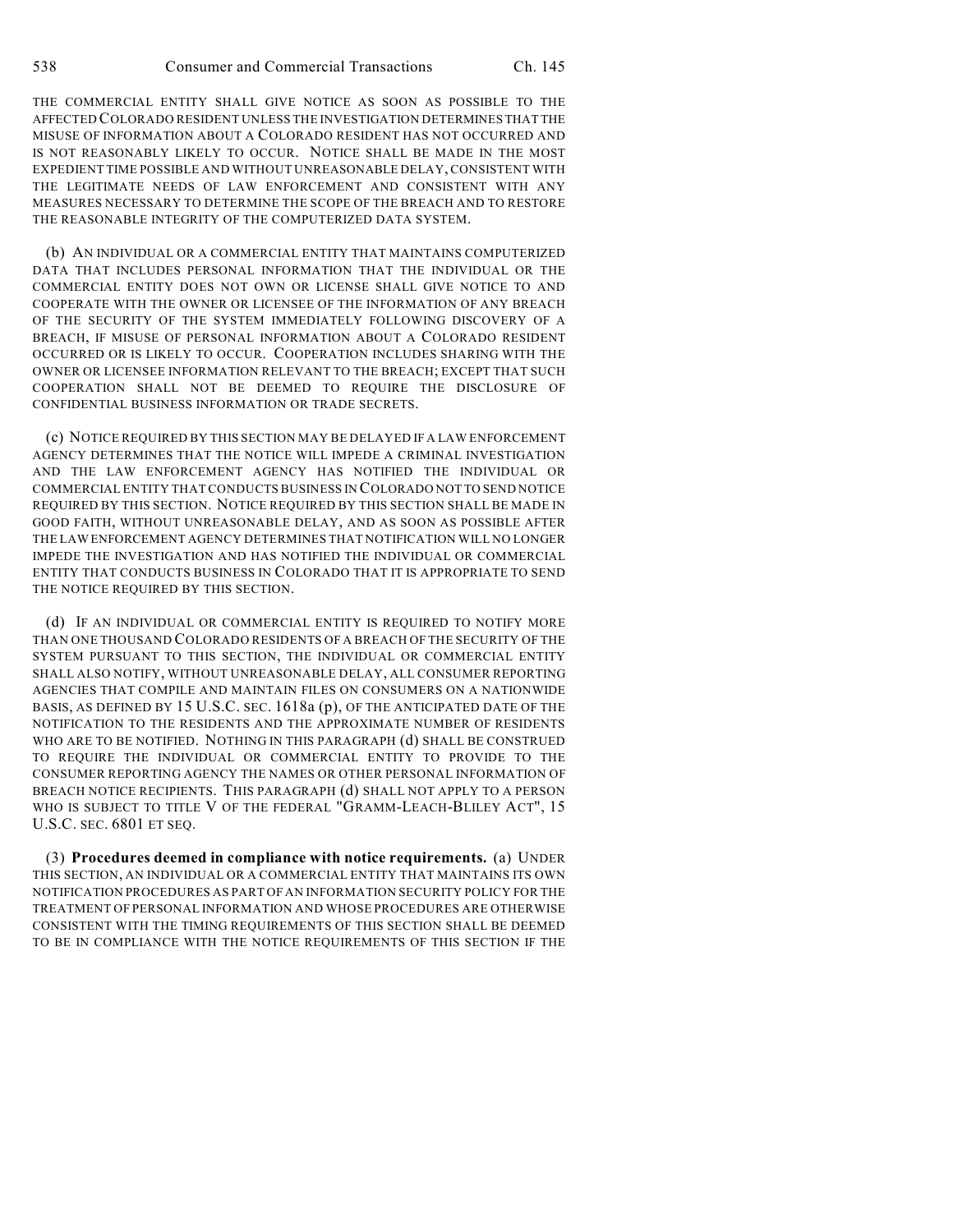THE COMMERCIAL ENTITY SHALL GIVE NOTICE AS SOON AS POSSIBLE TO THE AFFECTED COLORADO RESIDENT UNLESS THE INVESTIGATION DETERMINES THAT THE MISUSE OF INFORMATION ABOUT A COLORADO RESIDENT HAS NOT OCCURRED AND IS NOT REASONABLY LIKELY TO OCCUR. NOTICE SHALL BE MADE IN THE MOST EXPEDIENT TIME POSSIBLE AND WITHOUT UNREASONABLE DELAY, CONSISTENT WITH THE LEGITIMATE NEEDS OF LAW ENFORCEMENT AND CONSISTENT WITH ANY MEASURES NECESSARY TO DETERMINE THE SCOPE OF THE BREACH AND TO RESTORE THE REASONABLE INTEGRITY OF THE COMPUTERIZED DATA SYSTEM.

(b) AN INDIVIDUAL OR A COMMERCIAL ENTITY THAT MAINTAINS COMPUTERIZED DATA THAT INCLUDES PERSONAL INFORMATION THAT THE INDIVIDUAL OR THE COMMERCIAL ENTITY DOES NOT OWN OR LICENSE SHALL GIVE NOTICE TO AND COOPERATE WITH THE OWNER OR LICENSEE OF THE INFORMATION OF ANY BREACH OF THE SECURITY OF THE SYSTEM IMMEDIATELY FOLLOWING DISCOVERY OF A BREACH, IF MISUSE OF PERSONAL INFORMATION ABOUT A COLORADO RESIDENT OCCURRED OR IS LIKELY TO OCCUR. COOPERATION INCLUDES SHARING WITH THE OWNER OR LICENSEE INFORMATION RELEVANT TO THE BREACH; EXCEPT THAT SUCH COOPERATION SHALL NOT BE DEEMED TO REQUIRE THE DISCLOSURE OF CONFIDENTIAL BUSINESS INFORMATION OR TRADE SECRETS.

(c) NOTICE REQUIRED BY THIS SECTION MAY BE DELAYED IF A LAW ENFORCEMENT AGENCY DETERMINES THAT THE NOTICE WILL IMPEDE A CRIMINAL INVESTIGATION AND THE LAW ENFORCEMENT AGENCY HAS NOTIFIED THE INDIVIDUAL OR COMMERCIAL ENTITY THAT CONDUCTS BUSINESS IN COLORADO NOT TO SEND NOTICE REQUIRED BY THIS SECTION. NOTICE REQUIRED BY THIS SECTION SHALL BE MADE IN GOOD FAITH, WITHOUT UNREASONABLE DELAY, AND AS SOON AS POSSIBLE AFTER THE LAW ENFORCEMENT AGENCY DETERMINES THAT NOTIFICATION WILL NO LONGER IMPEDE THE INVESTIGATION AND HAS NOTIFIED THE INDIVIDUAL OR COMMERCIAL ENTITY THAT CONDUCTS BUSINESS IN COLORADO THAT IT IS APPROPRIATE TO SEND THE NOTICE REQUIRED BY THIS SECTION.

(d) IF AN INDIVIDUAL OR COMMERCIAL ENTITY IS REQUIRED TO NOTIFY MORE THAN ONE THOUSAND COLORADO RESIDENTS OF A BREACH OF THE SECURITY OF THE SYSTEM PURSUANT TO THIS SECTION, THE INDIVIDUAL OR COMMERCIAL ENTITY SHALL ALSO NOTIFY, WITHOUT UNREASONABLE DELAY, ALL CONSUMER REPORTING AGENCIES THAT COMPILE AND MAINTAIN FILES ON CONSUMERS ON A NATIONWIDE BASIS, AS DEFINED BY 15 U.S.C. SEC. 1618a (p), OF THE ANTICIPATED DATE OF THE NOTIFICATION TO THE RESIDENTS AND THE APPROXIMATE NUMBER OF RESIDENTS WHO ARE TO BE NOTIFIED. NOTHING IN THIS PARAGRAPH (d) SHALL BE CONSTRUED TO REQUIRE THE INDIVIDUAL OR COMMERCIAL ENTITY TO PROVIDE TO THE CONSUMER REPORTING AGENCY THE NAMES OR OTHER PERSONAL INFORMATION OF BREACH NOTICE RECIPIENTS. THIS PARAGRAPH (d) SHALL NOT APPLY TO A PERSON WHO IS SUBJECT TO TITLE V OF THE FEDERAL "GRAMM-LEACH-BLILEY ACT", 15 U.S.C. SEC. 6801 ET SEQ.

(3) **Procedures deemed in compliance with notice requirements.** (a) UNDER THIS SECTION, AN INDIVIDUAL OR A COMMERCIAL ENTITY THAT MAINTAINS ITS OWN NOTIFICATION PROCEDURES AS PART OF AN INFORMATION SECURITY POLICY FOR THE TREATMENT OF PERSONAL INFORMATION AND WHOSE PROCEDURES ARE OTHERWISE CONSISTENT WITH THE TIMING REQUIREMENTS OF THIS SECTION SHALL BE DEEMED TO BE IN COMPLIANCE WITH THE NOTICE REQUIREMENTS OF THIS SECTION IF THE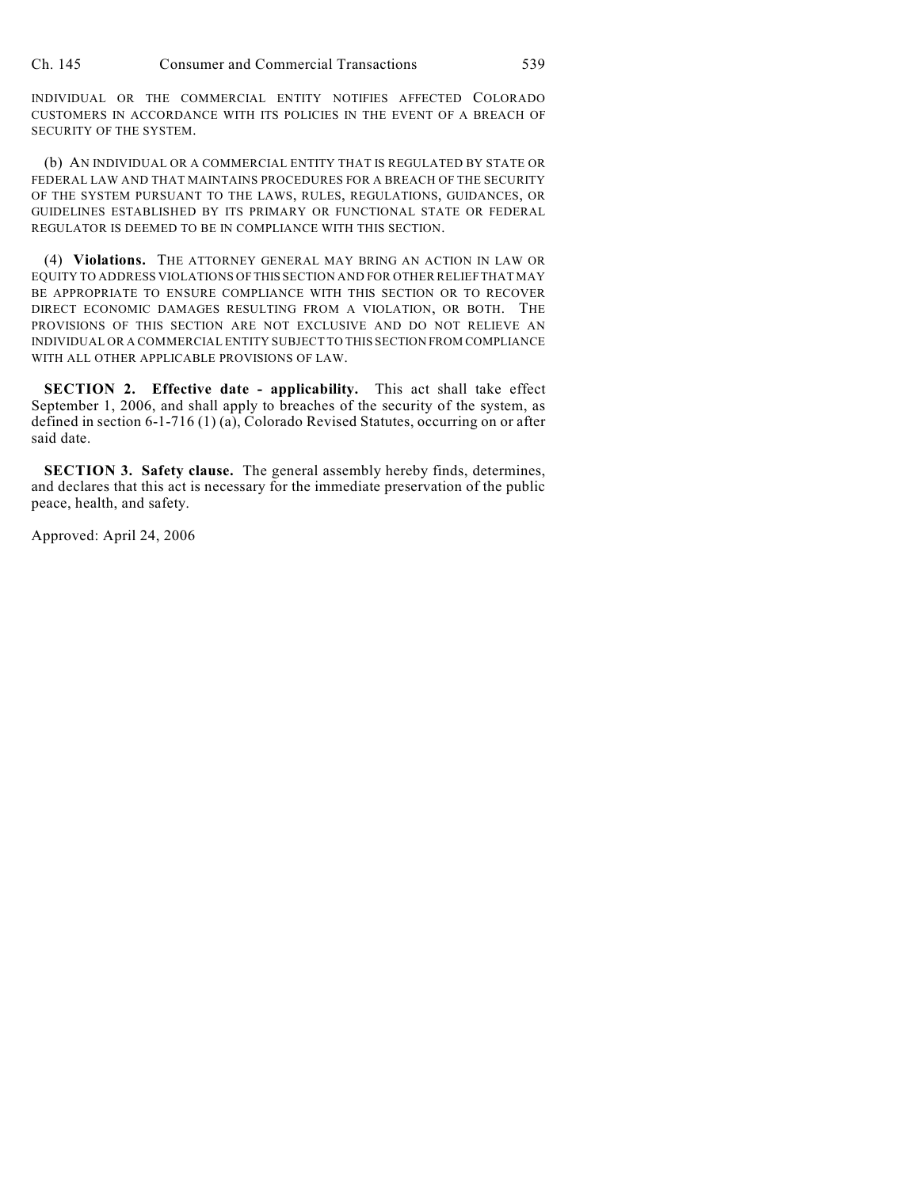INDIVIDUAL OR THE COMMERCIAL ENTITY NOTIFIES AFFECTED COLORADO CUSTOMERS IN ACCORDANCE WITH ITS POLICIES IN THE EVENT OF A BREACH OF SECURITY OF THE SYSTEM.

(b) AN INDIVIDUAL OR A COMMERCIAL ENTITY THAT IS REGULATED BY STATE OR FEDERAL LAW AND THAT MAINTAINS PROCEDURES FOR A BREACH OF THE SECURITY OF THE SYSTEM PURSUANT TO THE LAWS, RULES, REGULATIONS, GUIDANCES, OR GUIDELINES ESTABLISHED BY ITS PRIMARY OR FUNCTIONAL STATE OR FEDERAL REGULATOR IS DEEMED TO BE IN COMPLIANCE WITH THIS SECTION.

(4) **Violations.** THE ATTORNEY GENERAL MAY BRING AN ACTION IN LAW OR EQUITY TO ADDRESS VIOLATIONS OF THIS SECTION AND FOR OTHER RELIEF THAT MAY BE APPROPRIATE TO ENSURE COMPLIANCE WITH THIS SECTION OR TO RECOVER DIRECT ECONOMIC DAMAGES RESULTING FROM A VIOLATION, OR BOTH. THE PROVISIONS OF THIS SECTION ARE NOT EXCLUSIVE AND DO NOT RELIEVE AN INDIVIDUAL OR A COMMERCIAL ENTITY SUBJECT TO THIS SECTION FROM COMPLIANCE WITH ALL OTHER APPLICABLE PROVISIONS OF LAW.

**SECTION 2. Effective date - applicability.** This act shall take effect September 1, 2006, and shall apply to breaches of the security of the system, as defined in section 6-1-716 (1) (a), Colorado Revised Statutes, occurring on or after said date.

**SECTION 3. Safety clause.** The general assembly hereby finds, determines, and declares that this act is necessary for the immediate preservation of the public peace, health, and safety.

Approved: April 24, 2006